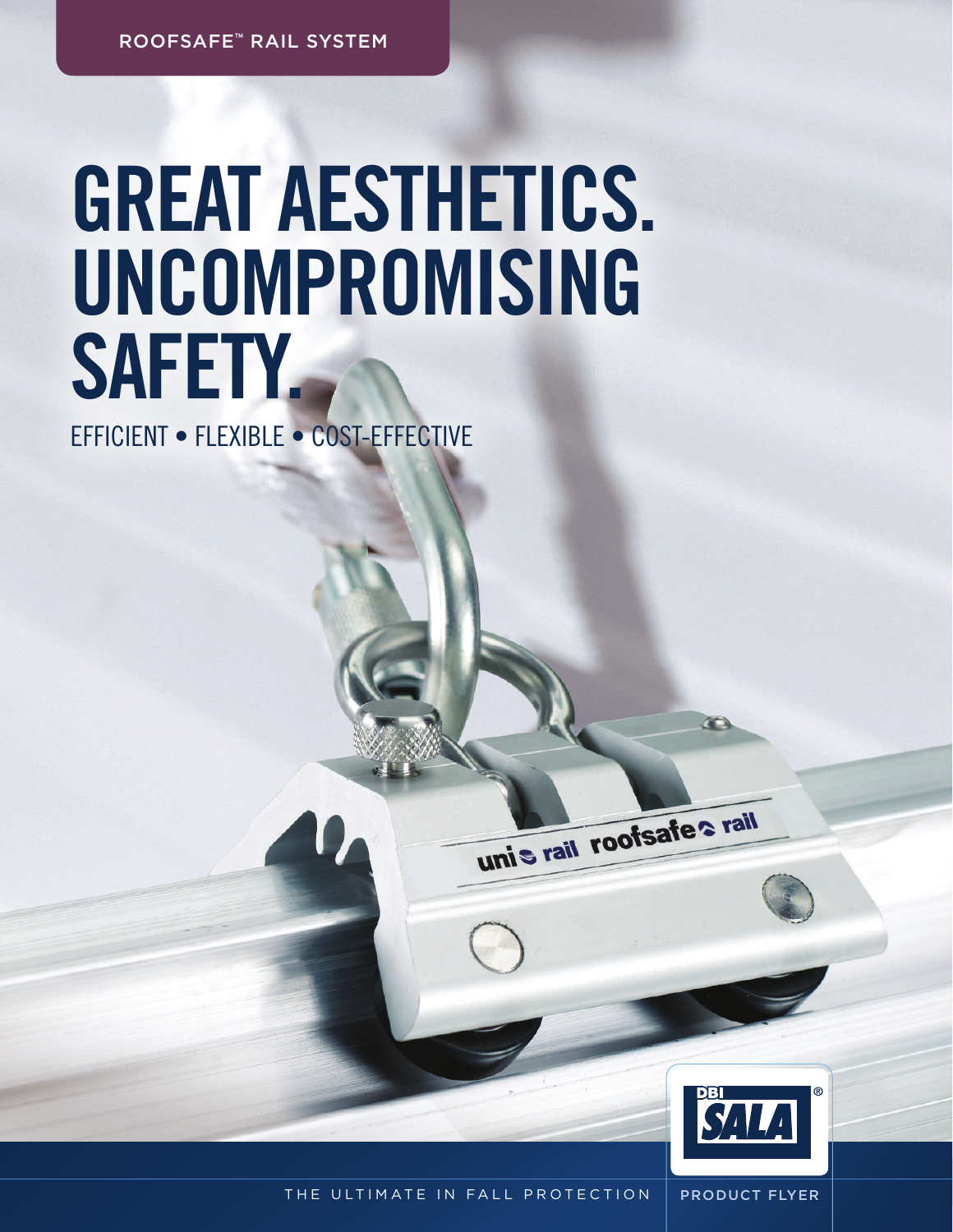ROOFSAFE™ RAIL SYSTEM

# GREAT AESTHETICS. UNCOMPROMISING SAFETY.

EFFICIENT • FLEXIBLE • COST-EFFECTIVE

THE ULTIMATE IN FALL PROTECTION

PRODUCT FLYER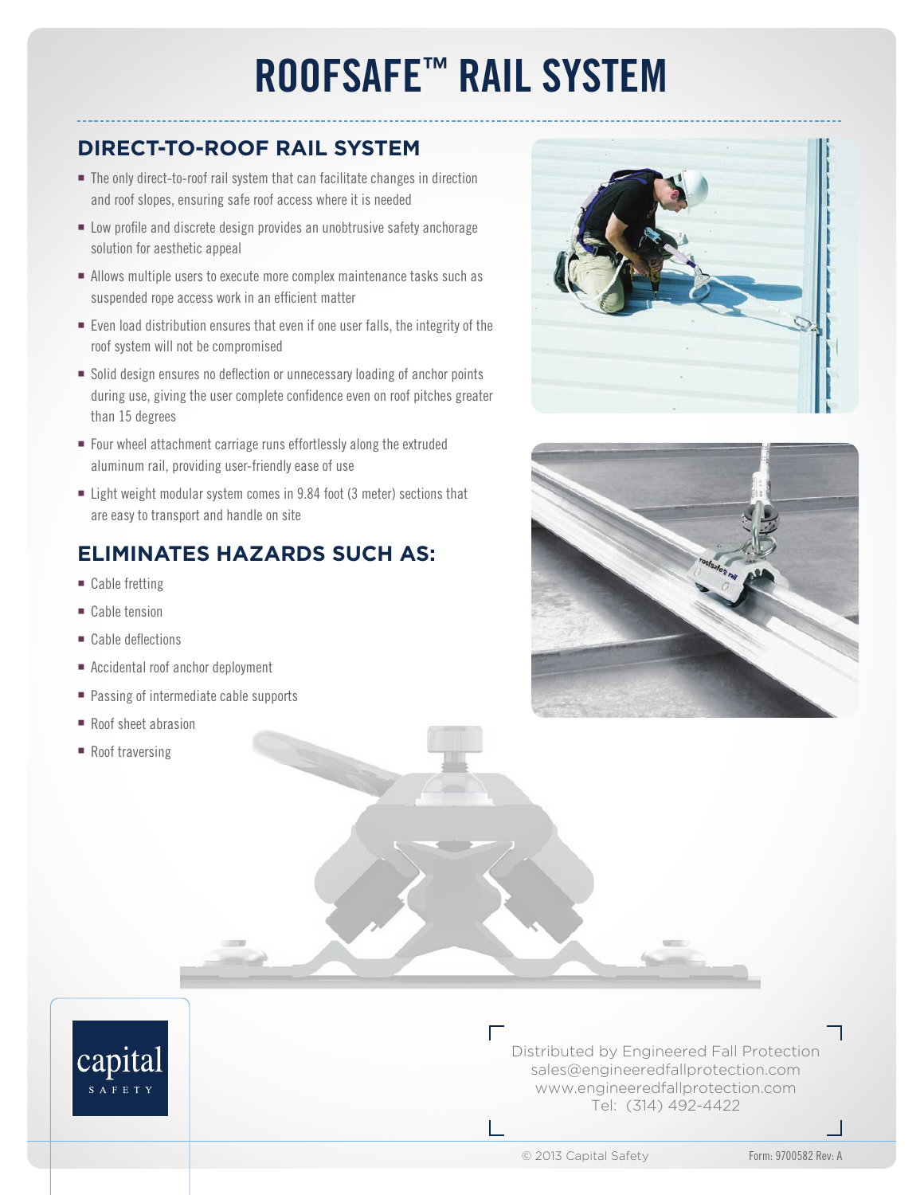# ROOFSAFE™ RAIL SYSTEM

## DIRECT-TO-ROOF RAIL SYSTEM

- The only direct-to-roof rail system that can facilitate changes in direction and roof slopes, ensuring safe roof access where it is needed
- Low profile and discrete design provides an unobtrusive safety anchorage solution for aesthetic appeal
- Allows multiple users to execute more complex maintenance tasks such as suspended rope access work in an efficient matter
- Even load distribution ensures that even if one user falls, the integrity of the roof system will not be compromised
- Solid design ensures no deflection or unnecessary loading of anchor points during use, giving the user complete confidence even on roof pitches greater than 15 degrees
- Four wheel attachment carriage runs effortlessly along the extruded aluminum rail, providing user-friendly ease of use
- Light weight modular system comes in 9.84 foot (3 meter) sections that are easy to transport and handle on site

## ELIMINATES HAZARDS SUCH AS:

- Cable fretting
- Cable tension
- Cable deflections
- Accidental roof anchor deployment
- Passing of intermediate cable supports
- Roof sheet abrasion
- Roof traversing

capital SAFETY

Distributed by Engineered Fall Protection
sales@engineeredfallprotection.com
www.engineeredfallprotection.com
Tel: (314) 492-4422

© 2013 Capital Safety

Form: 9700582 Rev: A